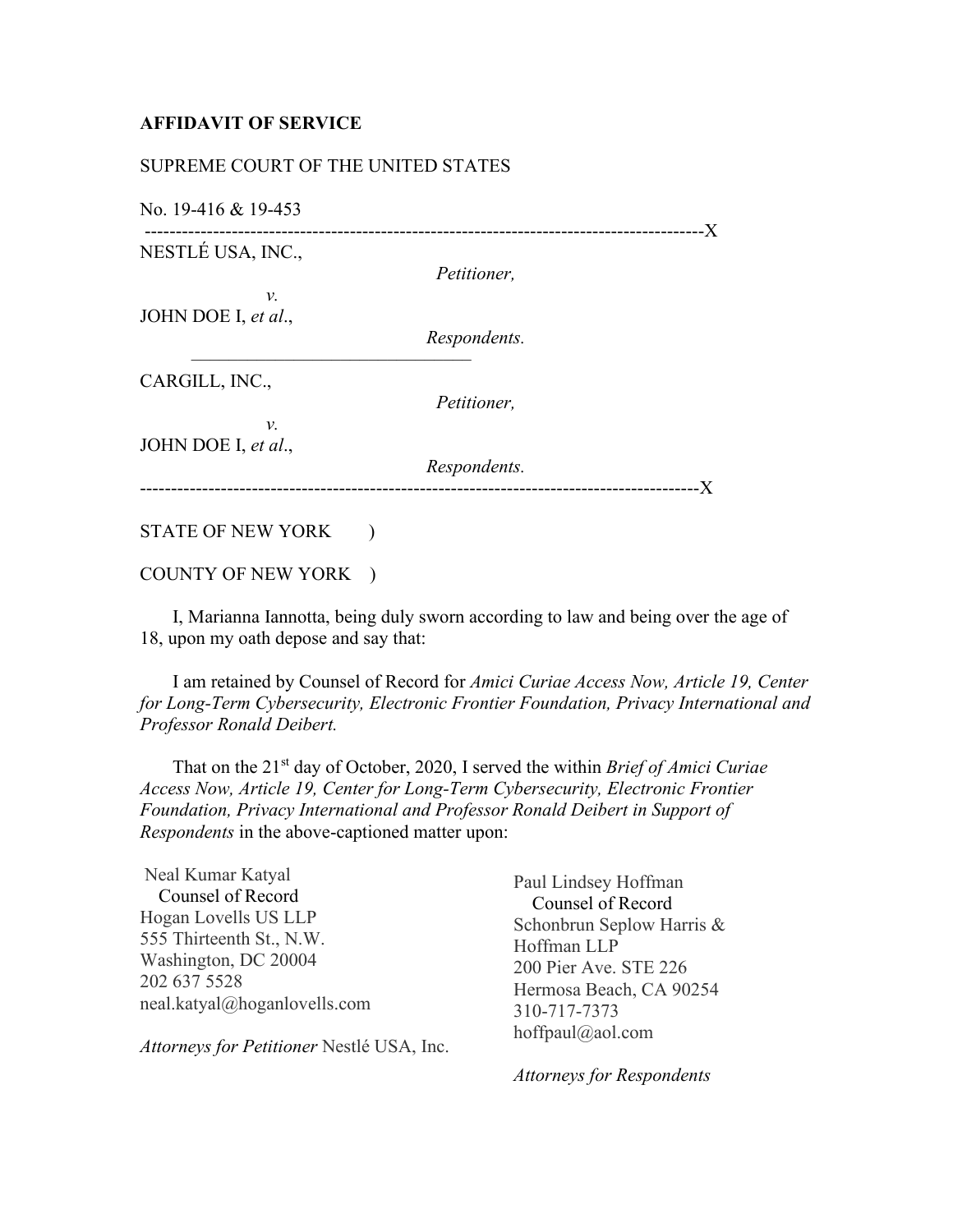**AFFIDAVIT OF SERVICE**

SUPREME COURT OF THE UNITED STATES

No. 19-416 & 19-453

---

NESTLÉ USA, INC.,

*Petitioner,*

*v.*

JOHN DOE I, *et al*.,

*Respondents.*

---

CARGILL, INC.,

*Petitioner,*

*v.*

JOHN DOE I, *et al*.,

*Respondents.*

---

STATE OF NEW YORK )

COUNTY OF NEW YORK )

I, Marianna Iannotta, being duly sworn according to law and being over the age of 18, upon my oath depose and say that:

I am retained by Counsel of Record for *Amici Curiae Access Now, Article 19, Center for Long-Term Cybersecurity, Electronic Frontier Foundation, Privacy International and Professor Ronald Deibert.*

That on the 21st day of October, 2020, I served the within *Brief of Amici Curiae Access Now, Article 19, Center for Long-Term Cybersecurity, Electronic Frontier Foundation, Privacy International and Professor Ronald Deibert in Support of Respondents* in the above-captioned matter upon:

Neal Kumar Katyal
Counsel of Record
Hogan Lovells US LLP
555 Thirteenth St., N.W.
Washington, DC 20004
202 637 5528
neal.katyal@hoganlovells.com

*Attorneys for Petitioner* Nestlé USA, Inc.

Paul Lindsey Hoffman
Counsel of Record
Schonbrun Seplow Harris & Hoffman LLP
200 Pier Ave. STE 226
Hermosa Beach, CA 90254
310-717-7373
hoffpaul@aol.com

*Attorneys for Respondents*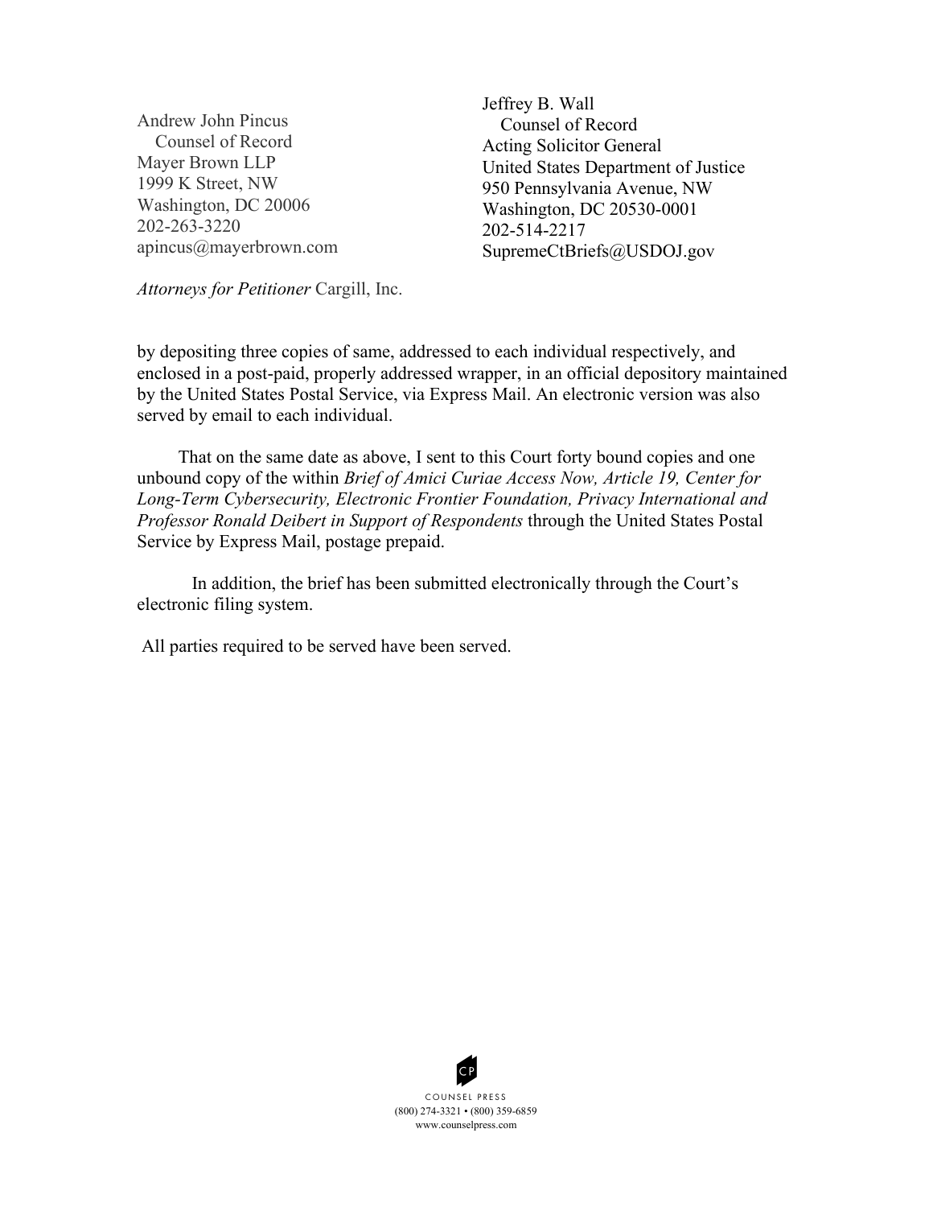Andrew John Pincus
Counsel of Record
Mayer Brown LLP
1999 K Street, NW
Washington, DC 20006
202-263-3220
apincus@mayerbrown.com

Jeffrey B. Wall
Counsel of Record
Acting Solicitor General
United States Department of Justice
950 Pennsylvania Avenue, NW
Washington, DC 20530-0001
202-514-2217
SupremeCtBriefs@USDOJ.gov

*Attorneys for Petitioner* Cargill, Inc.

by depositing three copies of same, addressed to each individual respectively, and enclosed in a post-paid, properly addressed wrapper, in an official depository maintained by the United States Postal Service, via Express Mail. An electronic version was also served by email to each individual.

That on the same date as above, I sent to this Court forty bound copies and one unbound copy of the within *Brief of Amici Curiae Access Now, Article 19, Center for Long-Term Cybersecurity, Electronic Frontier Foundation, Privacy International and Professor Ronald Deibert in Support of Respondents* through the United States Postal Service by Express Mail, postage prepaid.

In addition, the brief has been submitted electronically through the Court's electronic filing system.

All parties required to be served have been served.

COUNSEL PRESS
(800) 274-3321 • (800) 359-6859
www.counselpress.com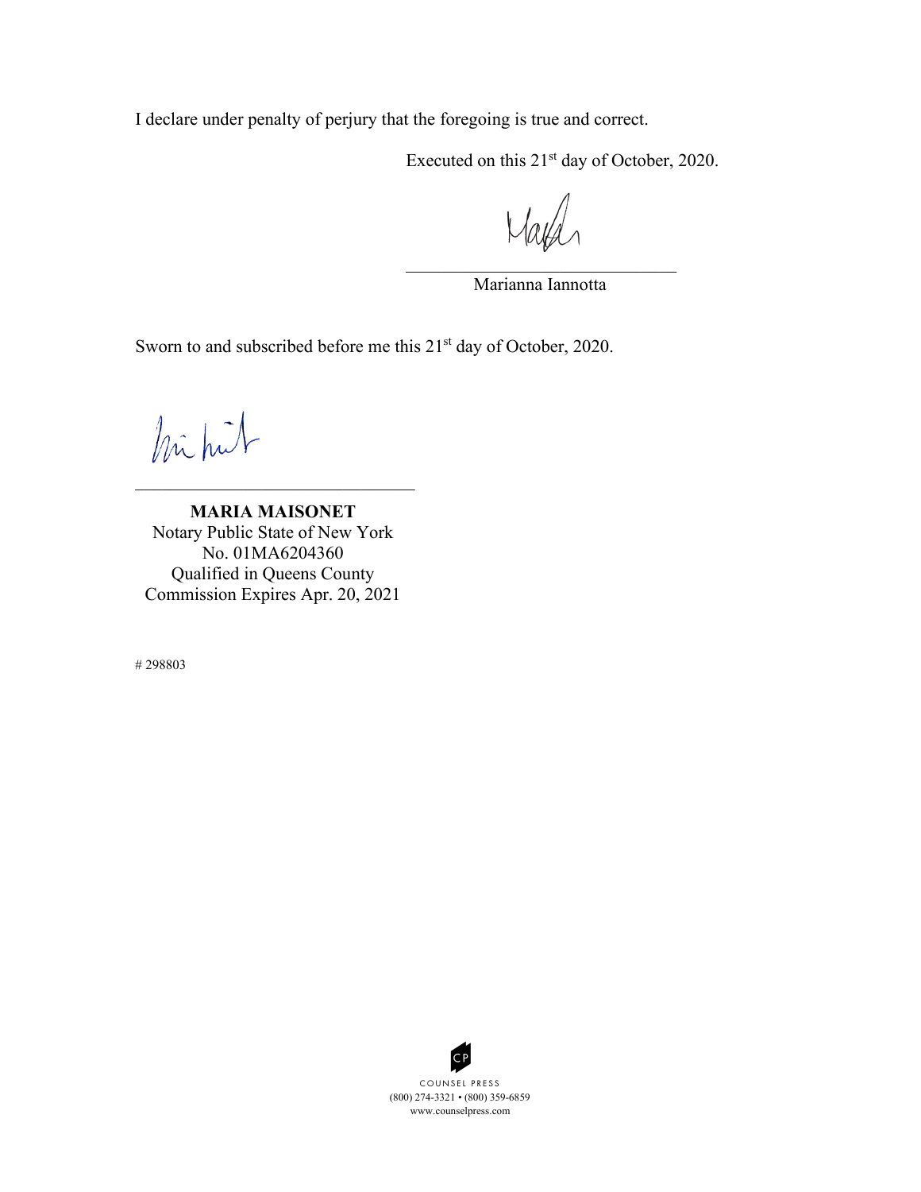I declare under penalty of perjury that the foregoing is true and correct.

Executed on this 21st day of October, 2020.

\_\_\_\_\_\_\_\_\_\_\_\_\_\_\_\_\_\_\_\_\_\_\_\_\_\_\_\_\_\_\_\_\_\_\_\_

Marianna Iannotta

Sworn to and subscribed before me this 21st day of October, 2020.

\_\_\_\_\_\_\_\_\_\_\_\_\_\_\_\_\_\_\_\_\_\_\_\_\_\_\_\_\_\_\_\_\_\_\_\_

**MARIA MAISONET**
Notary Public State of New York
No. 01MA6204360
Qualified in Queens County
Commission Expires Apr. 20, 2021

# 298803

COUNSEL PRESS
(800) 274-3321 • (800) 359-6859
www.counselpress.com